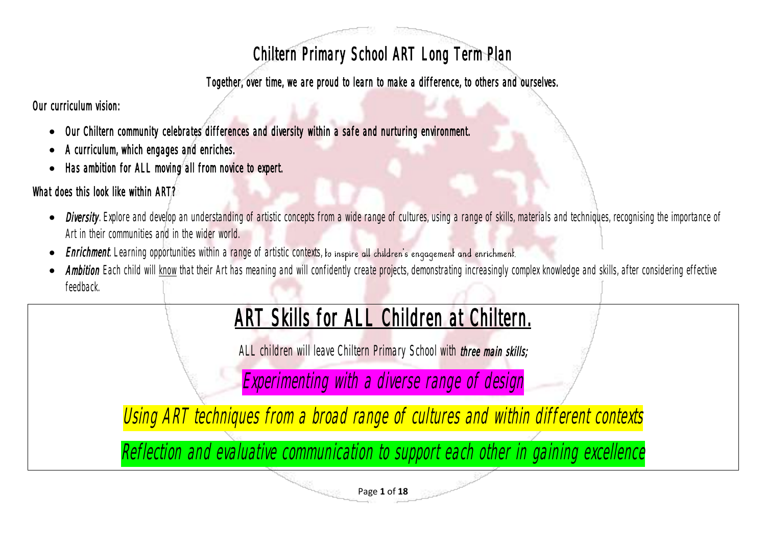# Chiltern Primary School ART Long Term Plan

**Together, over time, we are proud to learn to make a difference, to others and ourselves.**

**Our curriculum vision:**

- **Our Chiltern community celebrates differences and diversity within a safe and nurturing environment.**
- **A curriculum, which engages and enriches.**
- **Has ambition for ALL moving all from novice to expert.**

**What does this look like within ART?**

- ***Diversity***. Explore and develop an understanding of artistic concepts from a wide range of cultures, using a range of skills, materials and techniques, recognising the importance of Art in their communities and in the wider world.
- ***Enrichment***. Learning opportunities within a range of artistic contexts, to inspire all children's engagement and enrichment.
- ***Ambition*** Each child will know that their Art has meaning and will confidently create projects, demonstrating increasingly complex knowledge and skills, after considering effective feedback.

## ART Skills for ALL Children at Chiltern.

ALL children will leave Chiltern Primary School with ***three main skills;***

*Experimenting with a diverse range of design*

*Using ART techniques from a broad range of cultures and within different contexts*

*Reflection and evaluative communication to support each other in gaining excellence*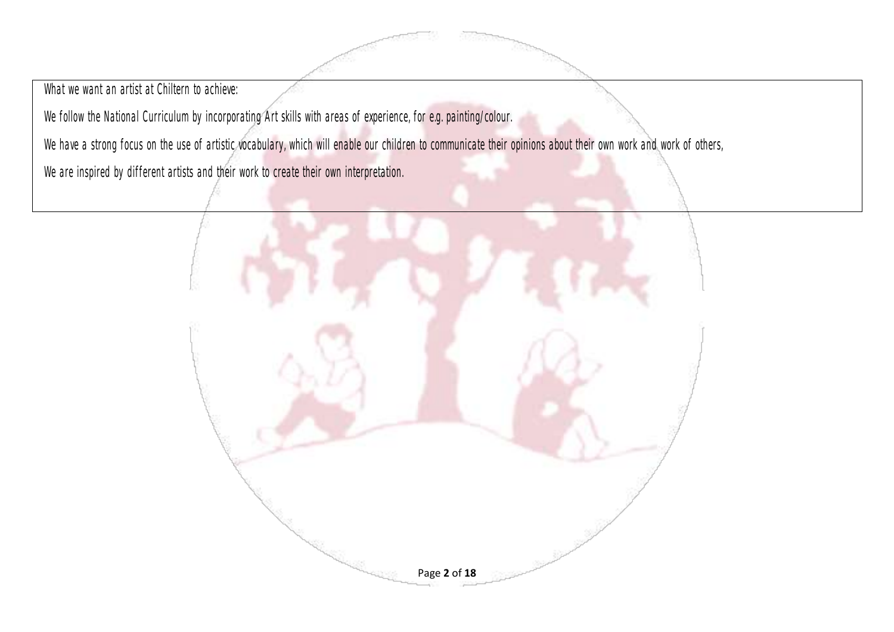What we want an artist at Chiltern to achieve:

We follow the National Curriculum by incorporating Art skills with areas of experience, for e.g. painting/colour.

We have a strong focus on the use of artistic vocabulary, which will enable our children to communicate their opinions about their own work and work of others,

We are inspired by different artists and their work to create their own interpretation.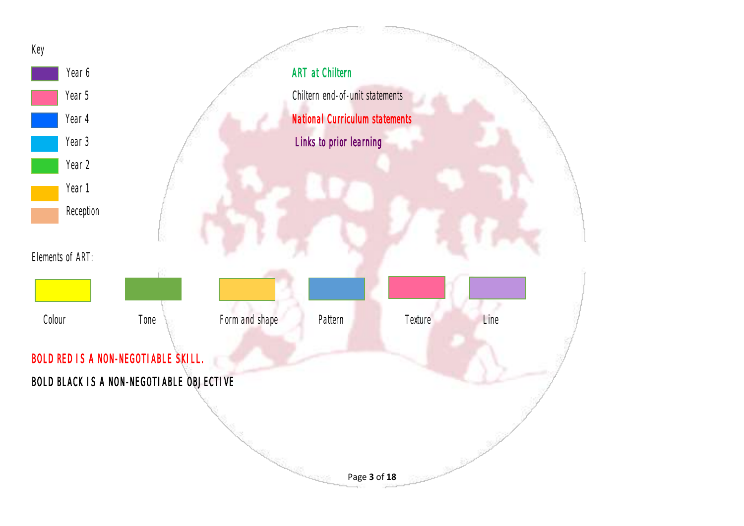Key

- Year 6
- Year 5
- Year 4
- Year 3
- Year 2
- Year 1
- Reception

**ART at Chiltern**

Chiltern end-of-unit statements

**National Curriculum statements**

**Links to prior learning**

Elements of ART:

| Colour | Tone | Form and shape | Pattern | Texture | Line |
| --- | --- | --- | --- | --- | --- |

**BOLD RED IS A NON-NEGOTIABLE SKILL.**

**BOLD BLACK IS A NON-NEGOTIABLE OBJECTIVE**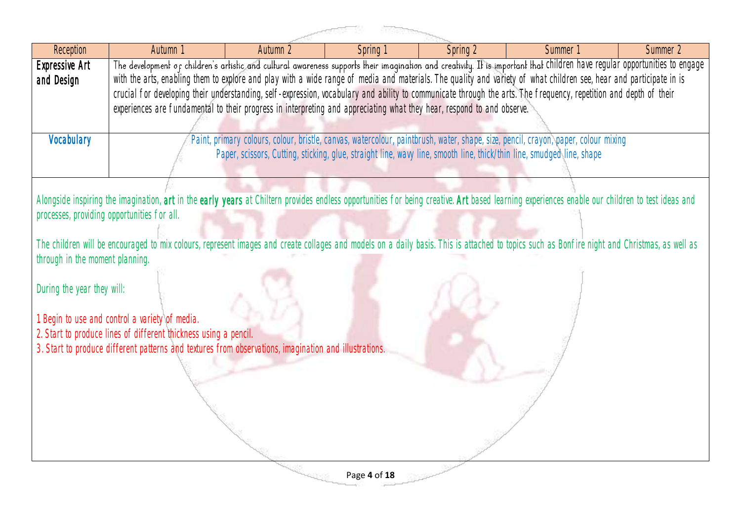| Reception | Autumn 1 | Autumn 2 | Spring 1 | Spring 2 | Summer 1 | Summer 2 |
|---|---|---|---|---|---|---|
| **Expressive Art and Design** | The development of children's artistic and cultural awareness supports their imagination and creativity. It is important that children have regular opportunities to engage with the arts, enabling them to explore and play with a wide range of media and materials. The quality and variety of what children see, hear and participate in is crucial for developing their understanding, self-expression, vocabulary and ability to communicate through the arts. The frequency, repetition and depth of their experiences are fundamental to their progress in interpreting and appreciating what they hear, respond to and observe. | | | | | |
| **Vocabulary** | Paint, primary colours, colour, bristle, canvas, watercolour, paintbrush, water, shape, size, pencil, crayon, paper, colour mixing<br>Paper, scissors, Cutting, sticking, glue, straight line, wavy line, smooth line, thick/thin line, smudged line, shape | | | | | |

Alongside inspiring the imagination, **art** in the **early years** at Chiltern provides endless opportunities for being creative. **Art** based learning experiences enable our children to test ideas and processes, providing opportunities for all.

The children will be encouraged to mix colours, represent images and create collages and models on a daily basis. This is attached to topics such as Bonfire night and Christmas, as well as through in the moment planning.

During the year they will:

1 Begin to use and control a variety of media.
2. Start to produce lines of different thickness using a pencil.
3. Start to produce different patterns and textures from observations, imagination and illustrations.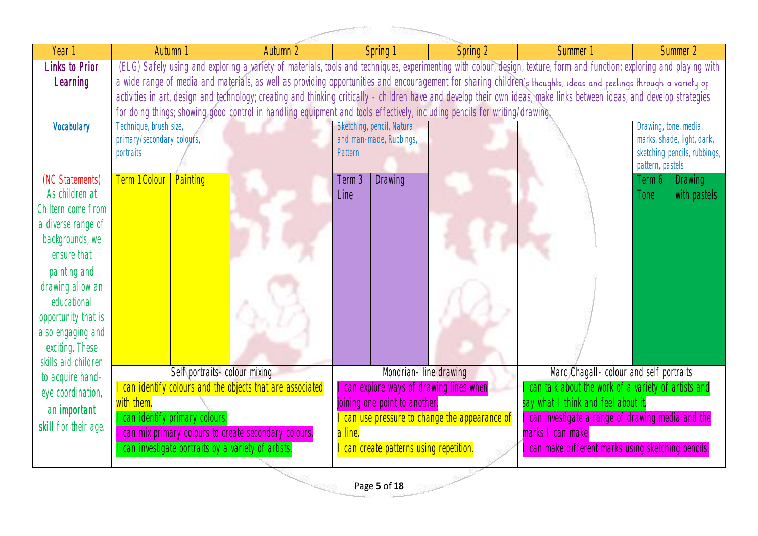| Year 1 | Autumn 1 | | Autumn 2 | Spring 1 | | Spring 2 | Summer 1 | Summer 2 | |
|---|---|---|---|---|---|---|---|---|---|
| **Links to Prior Learning** | (ELG) Safely using and exploring a variety of materials, tools and techniques, experimenting with colour, design, texture, form and function; exploring and playing with a wide range of media and materials, as well as providing opportunities and encouragement for sharing children's thoughts, ideas and feelings through a variety of activities in art, design and technology; creating and thinking critically - children have and develop their own ideas, make links between ideas, and develop strategies for doing things; showing good control in handling equipment and tools effectively, including pencils for writing/drawing. | | | | | | | | |
| **Vocabulary** | Technique, brush size, primary/secondary colours, portraits | | | Sketching, pencil, Natural and man-made, Rubbings, Pattern | | | | Drawing, tone, media, marks, shade, light, dark, sketching pencils, rubbings, pattern, pastels | |
| (NC Statements) As children at Chiltern come from a diverse range of backgrounds, we ensure that painting and drawing allow an educational opportunity that is also engaging and exciting. These skills aid children to acquire hand-eye coordination, an **important skill** for their age. | Term 1 Colour | Painting | | Term 3 Line | Drawing | | | Term 6 Tone | Drawing with pastels |
| | Self portraits- colour mixing<br>I can identify colours and the objects that are associated with them.<br>I can identify primary colours.<br>I can mix primary colours to create secondary colours.<br>I can investigate portraits by a variety of artists. | | | Mondrian- line drawing<br>I can explore ways of drawing lines when joining one point to another.<br>I can use pressure to change the appearance of a line.<br>I can create patterns using repetition. | | | Marc Chagall- colour and self portraits<br>I can talk about the work of a variety of artists and say what I think and feel about it.<br>I can investigate a range of drawing media and the marks I can make.<br>I can make different marks using sketching pencils. | | |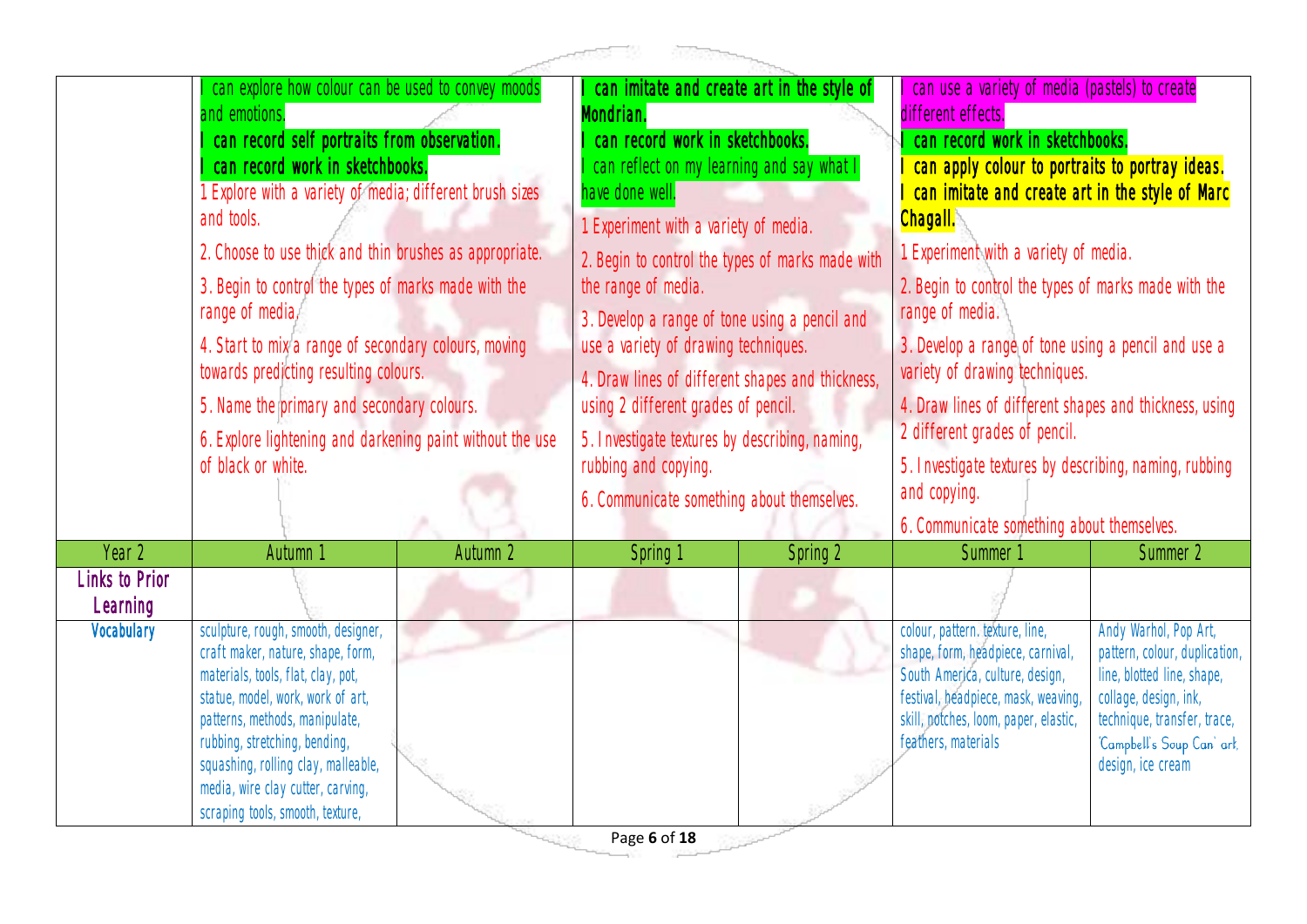| | | | | | | | |
|---|---|---|---|---|---|---|---|
| | I can explore how colour can be used to convey moods and emotions. **I can record self portraits from observation. I can record work in sketchbooks.** 1 Explore with a variety of media; different brush sizes and tools. 2. Choose to use thick and thin brushes as appropriate. 3. Begin to control the types of marks made with the range of media. 4. Start to mix a range of secondary colours, moving towards predicting resulting colours. 5. Name the primary and secondary colours. 6. Explore lightening and darkening paint without the use of black or white. | | **I can imitate and create art in the style of Mondrian. I can record work in sketchbooks.** I can reflect on my learning and say what I have done well. 1 Experiment with a variety of media. 2. Begin to control the types of marks made with the range of media. 3. Develop a range of tone using a pencil and use a variety of drawing techniques. 4. Draw lines of different shapes and thickness, using 2 different grades of pencil. 5. Investigate textures by describing, naming, rubbing and copying. 6. Communicate something about themselves. | | I can use a variety of media (pastels) to create different effects. **I can record work in sketchbooks. I can apply colour to portraits to portray ideas. I can imitate and create art in the style of Marc Chagall.** 1 Experiment with a variety of media. 2. Begin to control the types of marks made with the range of media. 3. Develop a range of tone using a pencil and use a variety of drawing techniques. 4. Draw lines of different shapes and thickness, using 2 different grades of pencil. 5. Investigate textures by describing, naming, rubbing and copying. 6. Communicate something about themselves. | |
| **Year 2** | **Autumn 1** | **Autumn 2** | **Spring 1** | **Spring 2** | **Summer 1** | **Summer 2** |
| **Links to Prior Learning** | | | | | | |
| **Vocabulary** | sculpture, rough, smooth, designer, craft maker, nature, shape, form, materials, tools, flat, clay, pot, statue, model, work, work of art, patterns, methods, manipulate, rubbing, stretching, bending, squashing, rolling clay, malleable, media, wire clay cutter, carving, scraping tools, smooth, texture, | | | | colour, pattern. texture, line, shape, form, headpiece, carnival, South America, culture, design, festival, headpiece, mask, weaving, skill, notches, loom, paper, elastic, feathers, materials | Andy Warhol, Pop Art, pattern, colour, duplication, line, blotted line, shape, collage, design, ink, technique, transfer, trace, 'Campbell's Soup Can' art, design, ice cream |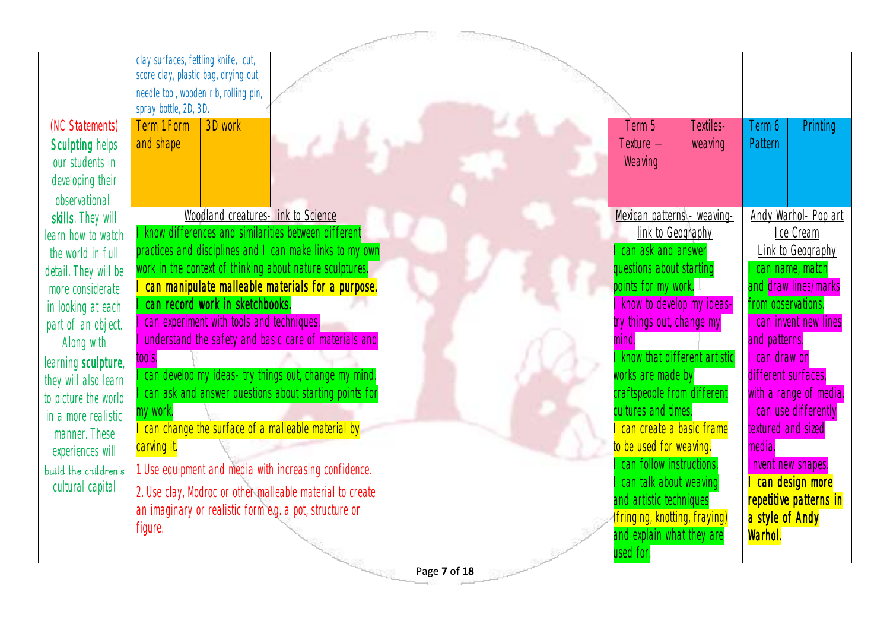| | | | | | | | | |
|---|---|---|---|---|---|---|---|---|
| | clay surfaces, fettling knife, cut, score clay, plastic bag, drying out, needle tool, wooden rib, rolling pin, spray bottle, 2D, 3D. | | | | | | | |
| (NC Statements) **Sculpting** helps our students in developing their observational **skills**. They will learn how to watch the world in full detail. They will be more considerate in looking at each part of an object. Along with learning **sculpture**, they will also learn to picture the world in a more realistic manner. These experiences will build the children's cultural capital | Term 1 Form and shape | 3D work | | | | Term 5 Texture – Weaving | Textiles- weaving | Term 6 Pattern | Printing |
| | Woodland creatures- link to Science<br>I know differences and similarities between different practices and disciplines and I can make links to my own work in the context of thinking about nature sculptures.<br>**I can manipulate malleable materials for a purpose.**<br>**I can record work in sketchbooks.**<br>I can experiment with tools and techniques.<br>I understand the safety and basic care of materials and tools.<br>I can develop my ideas- try things out, change my mind.<br>I can ask and answer questions about starting points for my work.<br>I can change the surface of a malleable material by carving it.<br>1 Use equipment and media with increasing confidence.<br>2. Use clay, Modroc or other malleable material to create an imaginary or realistic form e.g. a pot, structure or figure. | | | | | Mexican patterns - weaving- link to Geography<br>I can ask and answer questions about starting points for my work.<br>I know to develop my ideas- try things out, change my mind.<br>I know that different artistic works are made by craftspeople from different cultures and times.<br>I can create a basic frame to be used for weaving.<br>I can follow instructions.<br>I can talk about weaving and artistic techniques (fringing, knotting, fraying) and explain what they are used for. | | Andy Warhol- Pop art Ice Cream Link to Geography<br>I can name, match and draw lines/marks from observations.<br>I can invent new lines and patterns.<br>I can draw on different surfaces, with a range of media.<br>I can use differently textured and sized media.<br>Invent new shapes.<br>**I can design more repetitive patterns in a style of Andy Warhol.** | |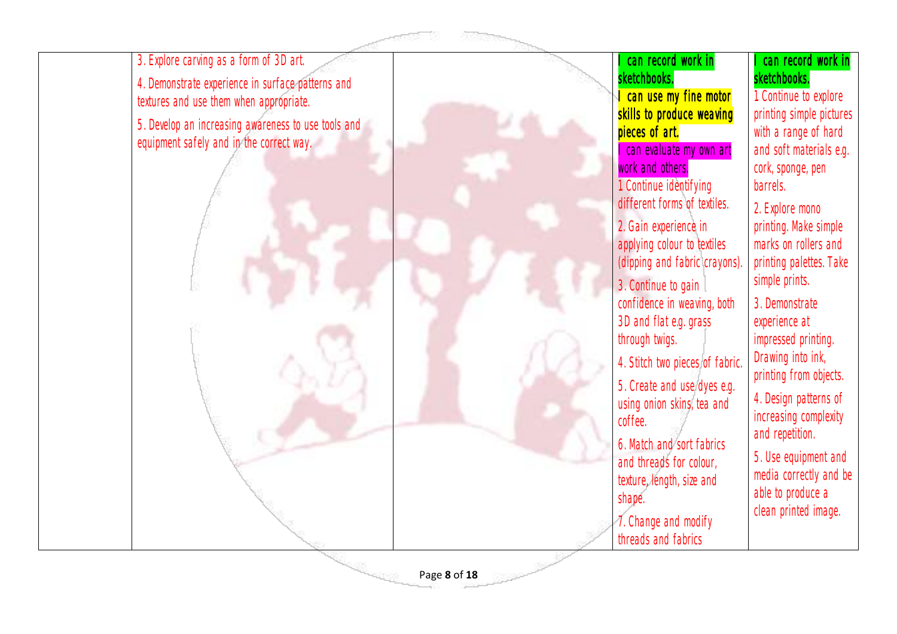|  |  |  |  |  |
|---|---|---|---|---|
|  | 3. Explore carving as a form of 3D art.<br><br>4. Demonstrate experience in surface patterns and textures and use them when appropriate.<br><br>5. Develop an increasing awareness to use tools and equipment safely and in the correct way. |  | **I can record work in sketchbooks.**<br>**I can use my fine motor skills to produce weaving pieces of art.**<br>I can evaluate my own art work and others.<br>1 Continue identifying different forms of textiles.<br><br>2. Gain experience in applying colour to textiles (dipping and fabric crayons).<br><br>3. Continue to gain confidence in weaving, both 3D and flat e.g. grass through twigs.<br><br>4. Stitch two pieces of fabric.<br><br>5. Create and use dyes e.g. using onion skins, tea and coffee.<br><br>6. Match and sort fabrics and threads for colour, texture, length, size and shape.<br><br>7. Change and modify threads and fabrics | **I can record work in sketchbooks.**<br>1 Continue to explore printing simple pictures with a range of hard and soft materials e.g. cork, sponge, pen barrels.<br><br>2. Explore mono printing. Make simple marks on rollers and printing palettes. Take simple prints.<br><br>3. Demonstrate experience at impressed printing. Drawing into ink, printing from objects.<br><br>4. Design patterns of increasing complexity and repetition.<br><br>5. Use equipment and media correctly and be able to produce a clean printed image. |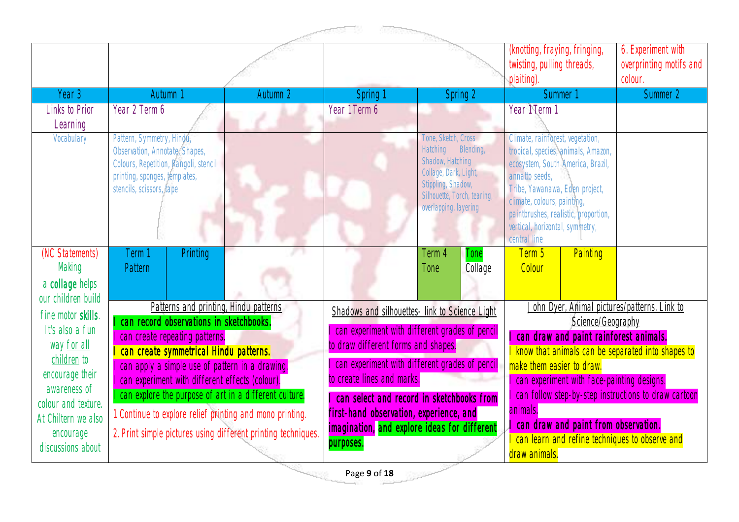| | | | | | | | |
|---|---|---|---|---|---|---|---|
| | | | | | | (knotting, fraying, fringing, twisting, pulling threads, plaiting). | 6. Experiment with overprinting motifs and colour. |
| **Year 3** | **Autumn 1** | | **Autumn 2** | **Spring 1** | **Spring 2** | **Summer 1** | **Summer 2** |
| Links to Prior Learning | Year 2 Term 6 | | | Year 1Term 6 | | Year 1Term 1 | |
| Vocabulary | Pattern, Symmetry, Hindu, Observation, Annotate, Shapes, Colours, Repetition, Rangoli, stencil printing, sponges, templates, stencils, scissors, tape | | | | Tone, Sketch, Cross Hatching Blending, Shadow, Hatching Collage, Dark, Light, Stippling, Shadow, Silhouette, Torch, tearing, overlapping, layering | Climate, rainforest, vegetation, tropical, species, animals, Amazon, ecosystem, South America, Brazil, annatto seeds, Tribe, Yawanawa, Eden project, climate, colours, painting, paintbrushes, realistic, proportion, vertical, horizontal, symmetry, central line | |
| (NC Statements) Making a **collage** helps our children build fine motor **skills**. It's also a fun way for all children to encourage their awareness of colour and texture. At Chiltern we also encourage discussions about | Term 1 Pattern | Printing | | | Term 4 Tone / Tone Collage | Term 5 Colour / Painting | |
| | Patterns and printing, Hindu patterns<br>**I can record observations in sketchbooks.**<br>I can create repeating patterns.<br>**I can create symmetrical Hindu patterns.**<br>I can apply a simple use of pattern in a drawing.<br>I can experiment with different effects (colour).<br>I can explore the purpose of art in a different culture.<br>1 Continue to explore relief printing and mono printing.<br>2. Print simple pictures using different printing techniques. | | | Shadows and silhouettes- link to Science Light<br>I can experiment with different grades of pencil to draw different forms and shapes.<br>I can experiment with different grades of pencil to create lines and marks.<br>**I can select and record in sketchbooks from first-hand observation, experience, and imagination, and explore ideas for different purposes.** | | John Dyer, Animal pictures/patterns, Link to Science/Geography<br>**I can draw and paint rainforest animals.**<br>I know that animals can be separated into shapes to make them easier to draw.<br>I can experiment with face-painting designs.<br>I can follow step-by-step instructions to draw cartoon animals.<br>**I can draw and paint from observation.**<br>I can learn and refine techniques to observe and draw animals. | |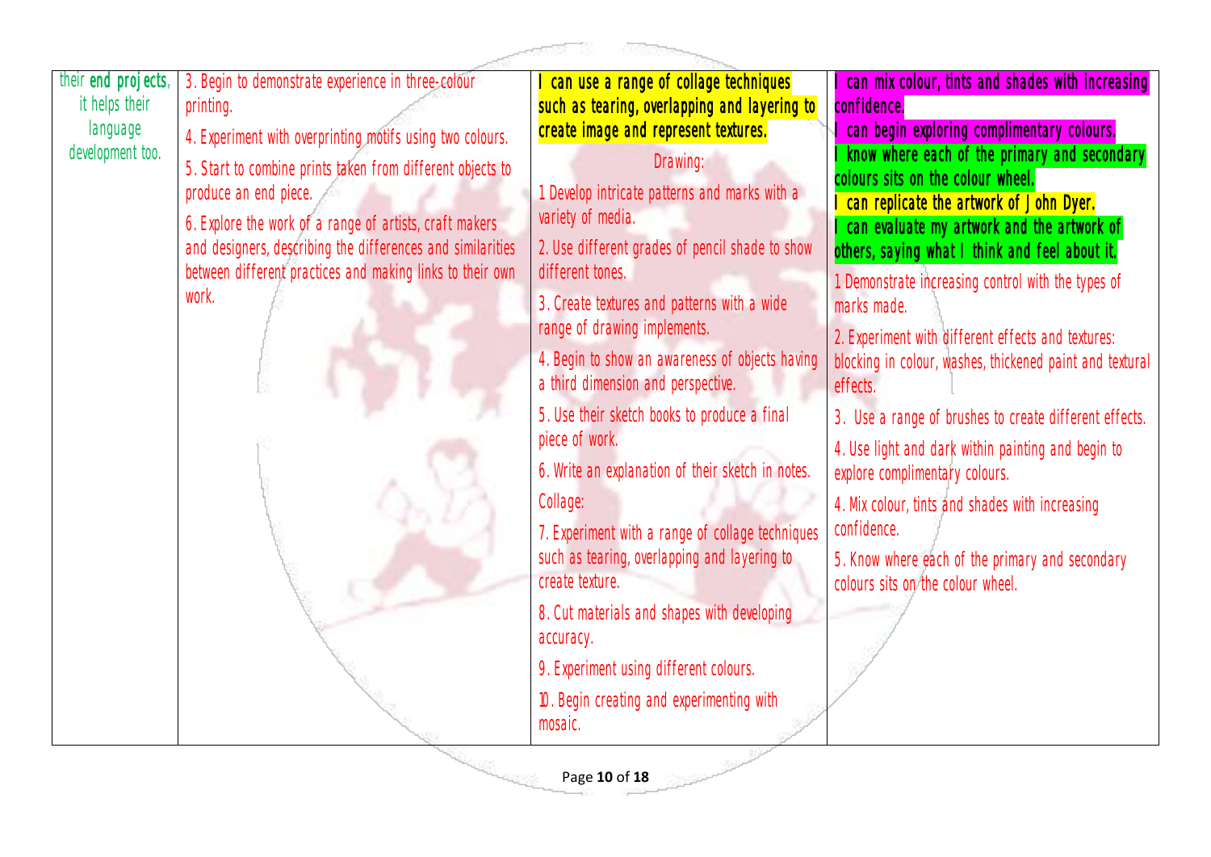| their **end projects**, it helps their language development too. | 3. Begin to demonstrate experience in three-colour printing.<br>4. Experiment with overprinting motifs using two colours.<br>5. Start to combine prints taken from different objects to produce an end piece.<br>6. Explore the work of a range of artists, craft makers and designers, describing the differences and similarities between different practices and making links to their own work. | **I can use a range of collage techniques such as tearing, overlapping and layering to create image and represent textures.**<br>Drawing:<br>1 Develop intricate patterns and marks with a variety of media.<br>2. Use different grades of pencil shade to show different tones.<br>3. Create textures and patterns with a wide range of drawing implements.<br>4. Begin to show an awareness of objects having a third dimension and perspective.<br>5. Use their sketch books to produce a final piece of work.<br>6. Write an explanation of their sketch in notes.<br>Collage:<br>7. Experiment with a range of collage techniques such as tearing, overlapping and layering to create texture.<br>8. Cut materials and shapes with developing accuracy.<br>9. Experiment using different colours.<br>10. Begin creating and experimenting with mosaic. | **I can mix colour, tints and shades with increasing confidence.**<br>**I can begin exploring complimentary colours.**<br>**I know where each of the primary and secondary colours sits on the colour wheel.**<br>**I can replicate the artwork of John Dyer.**<br>**I can evaluate my artwork and the artwork of others, saying what I think and feel about it.**<br>1 Demonstrate increasing control with the types of marks made.<br>2. Experiment with different effects and textures: blocking in colour, washes, thickened paint and textural effects.<br>3. Use a range of brushes to create different effects.<br>4. Use light and dark within painting and begin to explore complimentary colours.<br>4. Mix colour, tints and shades with increasing confidence.<br>5. Know where each of the primary and secondary colours sits on the colour wheel. |
|---|---|---|---|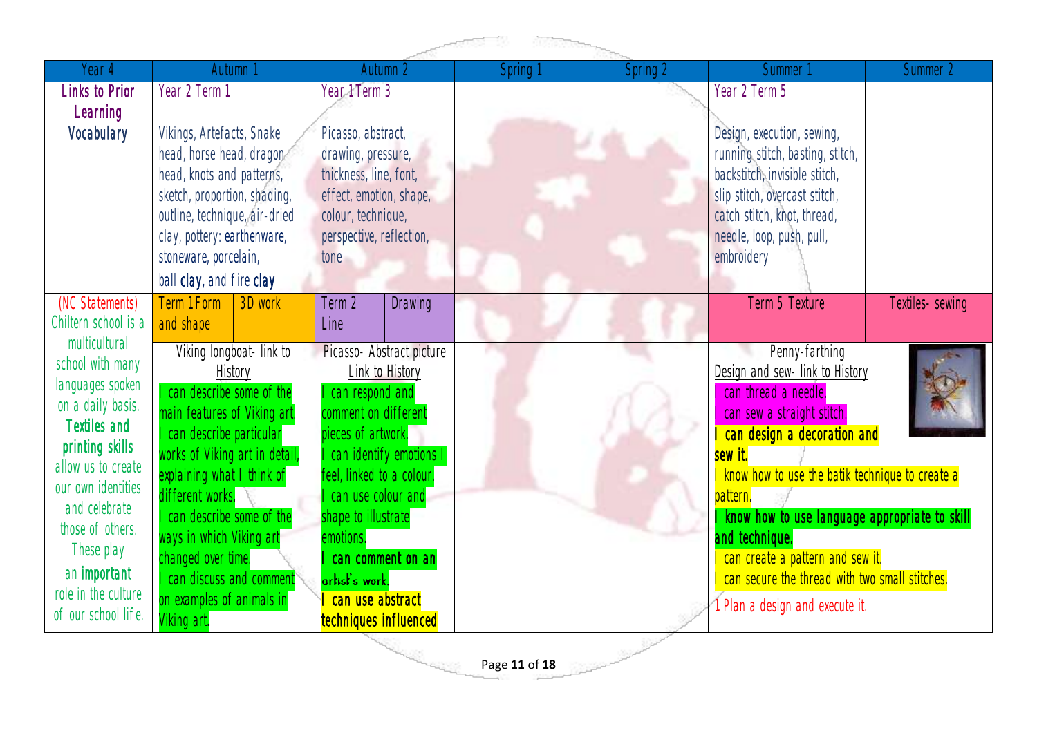| Year 4 | Autumn 1 | | Autumn 2 | | Spring 1 | Spring 2 | Summer 1 | Summer 2 |
|---|---|---|---|---|---|---|---|---|
| **Links to Prior Learning** | Year 2 Term 1 | | Year 1 Term 3 | | | | Year 2 Term 5 | |
| **Vocabulary** | Vikings, Artefacts, Snake head, horse head, dragon head, knots and patterns, sketch, proportion, shading, outline, technique, air-dried clay, pottery: earthenware, stoneware, porcelain, ball **clay**, and fire **clay** | | Picasso, abstract, drawing, pressure, thickness, line, font, effect, emotion, shape, colour, technique, perspective, reflection, tone | | | | Design, execution, sewing, running stitch, basting, stitch, backstitch, invisible stitch, slip stitch, overcast stitch, catch stitch, knot, thread, needle, loop, push, pull, embroidery | |
| (NC Statements) Chiltern school is a multicultural school with many languages spoken on a daily basis. **Textiles and printing skills** allow us to create our own identities and celebrate those of others. These play an **important** role in the culture of our school life. | Term 1 Form and shape | 3D work | Term 2 Line | Drawing | | | Term 5 Texture | Textiles- sewing |
| | Viking longboat- link to History<br>I can describe some of the main features of Viking art.<br>I can describe particular works of Viking art in detail, explaining what I think of different works.<br>I can describe some of the ways in which Viking art changed over time.<br>I can discuss and comment on examples of animals in Viking art. | | Picasso- Abstract picture<br>Link to History<br>I can respond and comment on different pieces of artwork.<br>I can identify emotions I feel, linked to a colour.<br>I can use colour and shape to illustrate emotions.<br>**I can comment on an artist's work.**<br>**I can use abstract techniques influenced** | | | | Penny-farthing<br>Design and sew- link to History<br>I can thread a needle.<br>I can sew a straight stitch.<br>**I can design a decoration and sew it.**<br>I know how to use the batik technique to create a pattern.<br>**I know how to use language appropriate to skill and technique.**<br>I can create a pattern and sew it.<br>I can secure the thread with two small stitches.<br>1 Plan a design and execute it. | |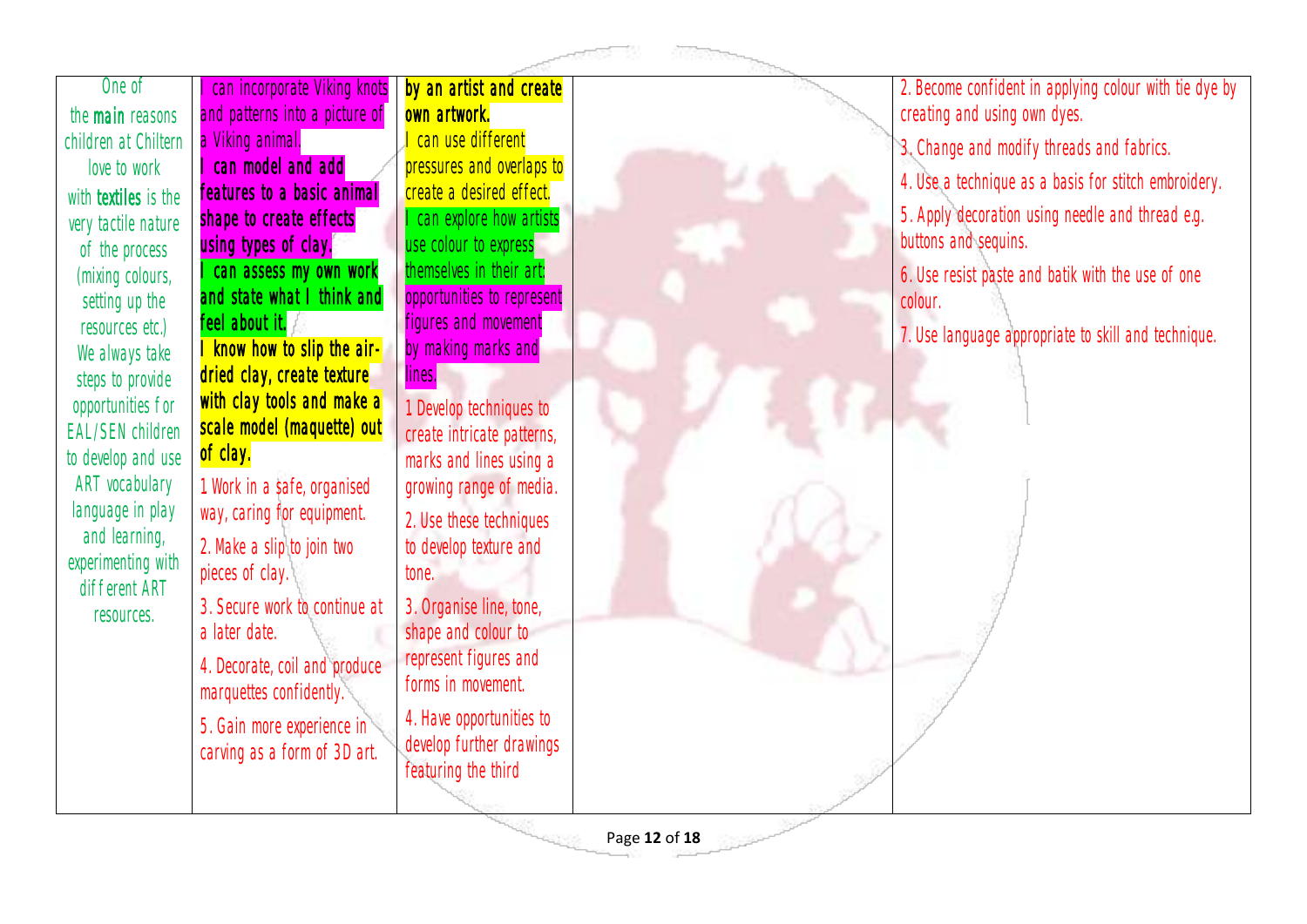| | | | | |
|---|---|---|---|---|
| One of the **main** reasons children at Chiltern love to work with **textiles** is the very tactile nature of the process (mixing colours, setting up the resources etc.) We always take steps to provide opportunities for EAL/SEN children to develop and use ART vocabulary language in play and learning, experimenting with different ART resources. | I can incorporate Viking knots and patterns into a picture of a Viking animal.<br>**I can model and add features to a basic animal shape to create effects using types of clay.**<br>**I can assess my own work and state what I think and feel about it.**<br>**I know how to slip the air-dried clay, create texture with clay tools and make a scale model (maquette) out of clay.**<br>1 Work in a safe, organised way, caring for equipment.<br>2. Make a slip to join two pieces of clay.<br>3. Secure work to continue at a later date.<br>4. Decorate, coil and produce marquettes confidently.<br>5. Gain more experience in carving as a form of 3D art. | **by an artist and create own artwork.**<br>I can use different pressures and overlaps to create a desired effect.<br>I can explore how artists use colour to express themselves in their art: opportunities to represent figures and movement by making marks and lines.<br>1 Develop techniques to create intricate patterns, marks and lines using a growing range of media.<br>2. Use these techniques to develop texture and tone.<br>3. Organise line, tone, shape and colour to represent figures and forms in movement.<br>4. Have opportunities to develop further drawings featuring the third | | 2. Become confident in applying colour with tie dye by creating and using own dyes.<br>3. Change and modify threads and fabrics.<br>4. Use a technique as a basis for stitch embroidery.<br>5. Apply decoration using needle and thread e.g. buttons and sequins.<br>6. Use resist paste and batik with the use of one colour.<br>7. Use language appropriate to skill and technique. |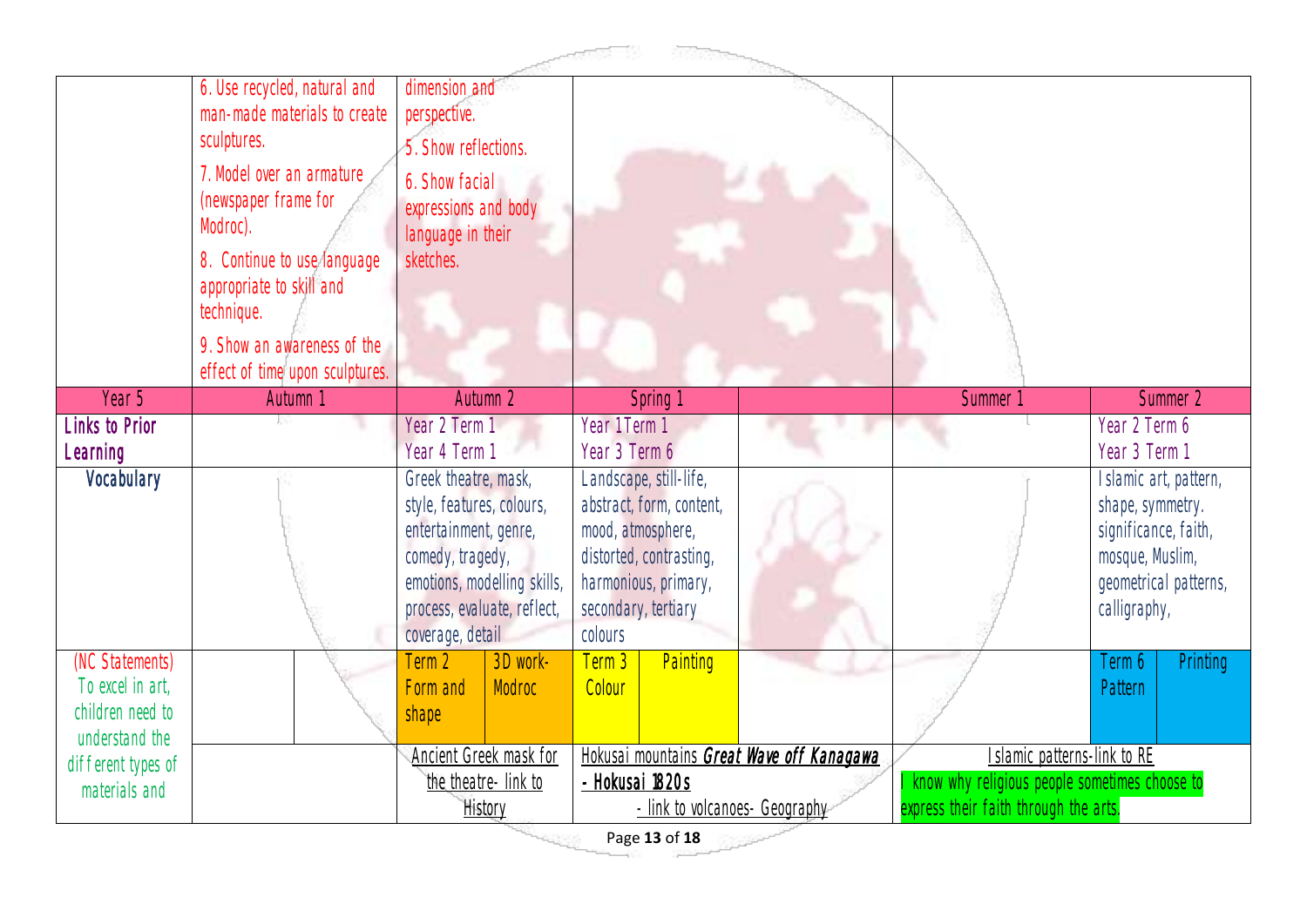| | | | | | | | | |
|---|---|---|---|---|---|---|---|---|
| | 6. Use recycled, natural and man-made materials to create sculptures.<br>7. Model over an armature (newspaper frame for Modroc).<br>8. Continue to use language appropriate to skill and technique.<br>9. Show an awareness of the effect of time upon sculptures. | | dimension and perspective.<br>5. Show reflections.<br>6. Show facial expressions and body language in their sketches. | | | | | |
| Year 5 | Autumn 1 | | Autumn 2 | | Spring 1 | | Summer 1 | Summer 2 |
| Links to Prior Learning | | | Year 2 Term 1<br>Year 4 Term 1 | | Year 1Term 1<br>Year 3 Term 6 | | | Year 2 Term 6<br>Year 3 Term 1 |
| Vocabulary | | | Greek theatre, mask, style, features, colours, entertainment, genre, comedy, tragedy, emotions, modelling skills, process, evaluate, reflect, coverage, detail | | Landscape, still-life, abstract, form, content, mood, atmosphere, distorted, contrasting, harmonious, primary, secondary, tertiary colours | | | Islamic art, pattern, shape, symmetry. significance, faith, mosque, Muslim, geometrical patterns, calligraphy, |
| (NC Statements) To excel in art, children need to understand the different types of materials and | | | Term 2 Form and shape | 3D work- Modroc | Term 3 Colour | Painting | | Term 6 Pattern | Printing |
| | | | Ancient Greek mask for the theatre- link to History | | Hokusai mountains ***Great Wave off Kanagawa*** **- Hokusai 1820s** - link to volcanoes- Geography | | Islamic patterns-link to RE<br>I know why religious people sometimes choose to express their faith through the arts. | |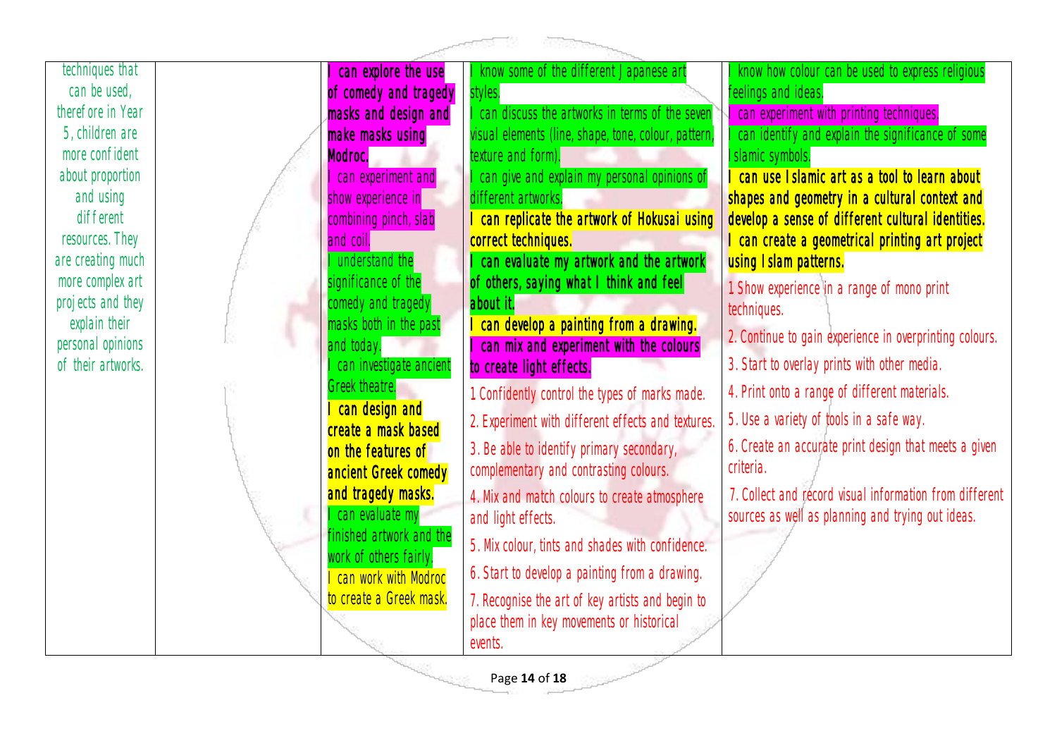| | | | | |
|---|---|---|---|---|
| techniques that can be used, therefore in Year 5, children are more confident about proportion and using different resources. They are creating much more complex art projects and they explain their personal opinions of their artworks. | | **I can explore the use of comedy and tragedy masks and design and make masks using Modroc.**<br>I can experiment and show experience in combining pinch, slab and coil.<br>I understand the significance of the comedy and tragedy masks both in the past and today.<br>I can investigate ancient Greek theatre.<br>**I can design and create a mask based on the features of ancient Greek comedy and tragedy masks.**<br>I can evaluate my finished artwork and the work of others fairly.<br>I can work with Modroc to create a Greek mask. | I know some of the different Japanese art styles.<br>I can discuss the artworks in terms of the seven visual elements (line, shape, tone, colour, pattern, texture and form).<br>I can give and explain my personal opinions of different artworks.<br>**I can replicate the artwork of Hokusai using correct techniques.**<br>**I can evaluate my artwork and the artwork of others, saying what I think and feel about it.**<br>**I can develop a painting from a drawing.**<br>**I can mix and experiment with the colours to create light effects.**<br>1 Confidently control the types of marks made.<br>2. Experiment with different effects and textures.<br>3. Be able to identify primary secondary, complementary and contrasting colours.<br>4. Mix and match colours to create atmosphere and light effects.<br>5. Mix colour, tints and shades with confidence.<br>6. Start to develop a painting from a drawing.<br>7. Recognise the art of key artists and begin to place them in key movements or historical events. | I know how colour can be used to express religious feelings and ideas.<br>I can experiment with printing techniques.<br>I can identify and explain the significance of some Islamic symbols.<br>**I can use Islamic art as a tool to learn about shapes and geometry in a cultural context and develop a sense of different cultural identities.**<br>**I can create a geometrical printing art project using Islam patterns.**<br>1 Show experience in a range of mono print techniques.<br>2. Continue to gain experience in overprinting colours.<br>3. Start to overlay prints with other media.<br>4. Print onto a range of different materials.<br>5. Use a variety of tools in a safe way.<br>6. Create an accurate print design that meets a given criteria.<br>7. Collect and record visual information from different sources as well as planning and trying out ideas. |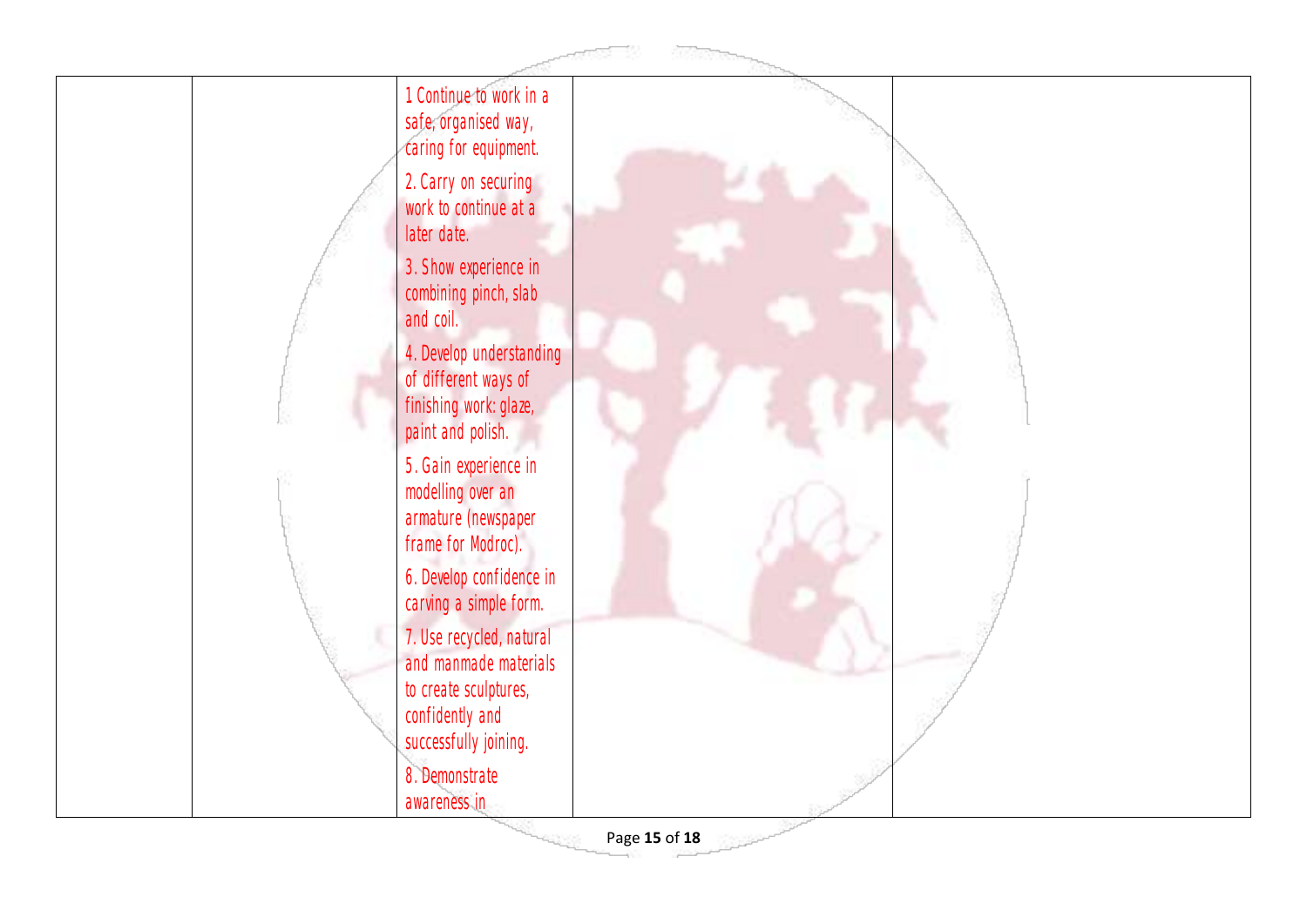|  |  |  |  |  |
|---|---|---|---|---|
|  |  | 1 Continue to work in a safe, organised way, caring for equipment.<br><br>2. Carry on securing work to continue at a later date.<br><br>3. Show experience in combining pinch, slab and coil.<br><br>4. Develop understanding of different ways of finishing work: glaze, paint and polish.<br><br>5. Gain experience in modelling over an armature (newspaper frame for Modroc).<br><br>6. Develop confidence in carving a simple form.<br><br>7. Use recycled, natural and manmade materials to create sculptures, confidently and successfully joining.<br><br>8. Demonstrate awareness in |  |  |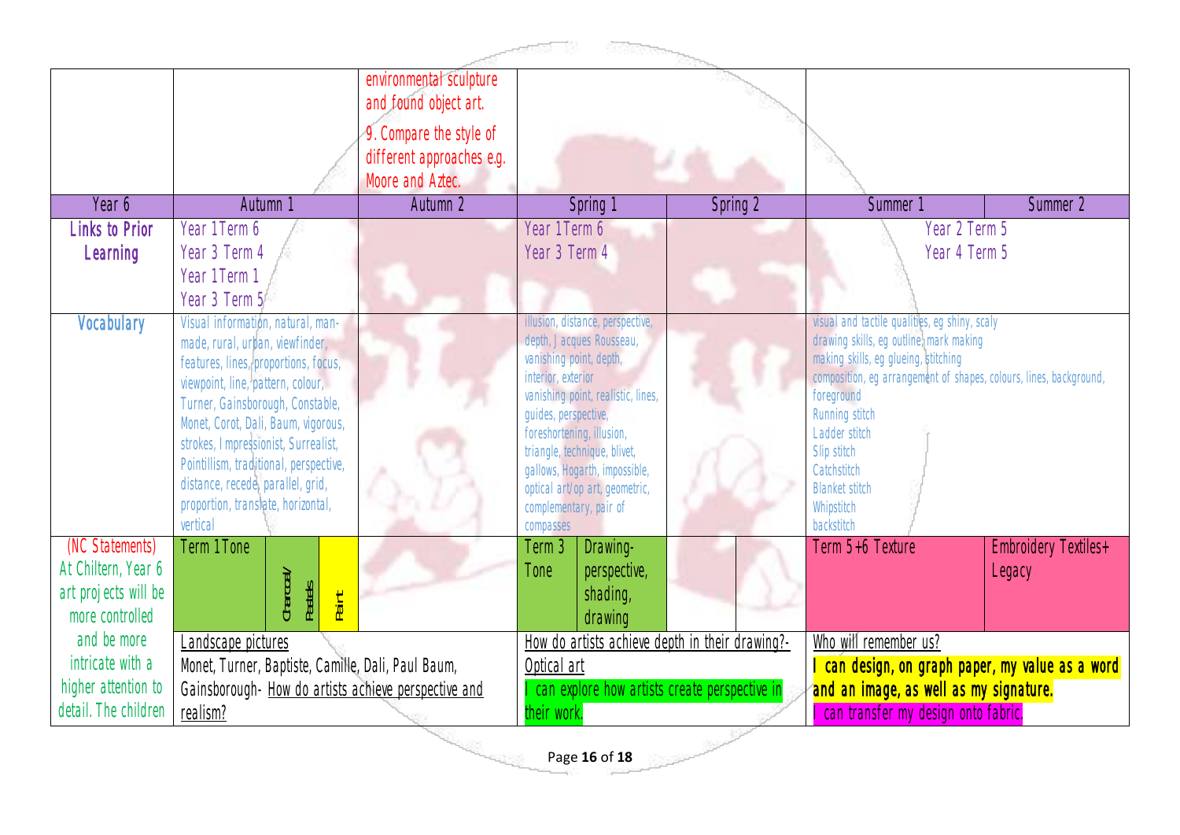| | | | | | | |
|---|---|---|---|---|---|---|
| | | environmental sculpture and found object art.<br>9. Compare the style of different approaches e.g. Moore and Aztec. | | | | |
| Year 6 | Autumn 1 | Autumn 2 | Spring 1 | Spring 2 | Summer 1 | Summer 2 |
| Links to Prior Learning | Year 1Term 6<br>Year 3 Term 4<br>Year 1Term 1<br>Year 3 Term 5 | | Year 1Term 6<br>Year 3 Term 4 | | Year 2 Term 5<br>Year 4 Term 5 | |
| Vocabulary | Visual information, natural, man-made, rural, urban, viewfinder, features, lines, proportions, focus, viewpoint, line, pattern, colour, Turner, Gainsborough, Constable, Monet, Corot, Dali, Baum, vigorous, strokes, Impressionist, Surrealist, Pointillism, traditional, perspective, distance, recede, parallel, grid, proportion, translate, horizontal, vertical | | illusion, distance, perspective, depth, Jacques Rousseau, vanishing point, depth, interior, exterior vanishing point, realistic, lines, guides, perspective, foreshortening, illusion, triangle, technique, blivet, gallows, Hogarth, impossible, optical art/op art, geometric, complementary, pair of compasses | | visual and tactile qualities, eg shiny, scaly drawing skills, eg outline, mark making making skills, eg glueing, stitching composition, eg arrangement of shapes, colours, lines, background, foreground Running stitch Ladder stitch Slip stitch Catchstitch Blanket stitch Whipstitch backstitch | |
| (NC Statements) At Chiltern, Year 6 art projects will be more controlled and be more intricate with a higher attention to detail. The children | Term 1Tone — Charcoal/ Pastels — Paint | | Term 3 Tone — Drawing- perspective, shading, drawing | | Term 5+6 Texture | Embroidery Textiles+ Legacy |
| | Landscape pictures<br>Monet, Turner, Baptiste, Camille, Dali, Paul Baum, Gainsborough- How do artists achieve perspective and realism? | | How do artists achieve depth in their drawing?- Optical art<br>I can explore how artists create perspective in their work. | | Who will remember us?<br>**I can design, on graph paper, my value as a word and an image, as well as my signature.**<br>I can transfer my design onto fabric. | |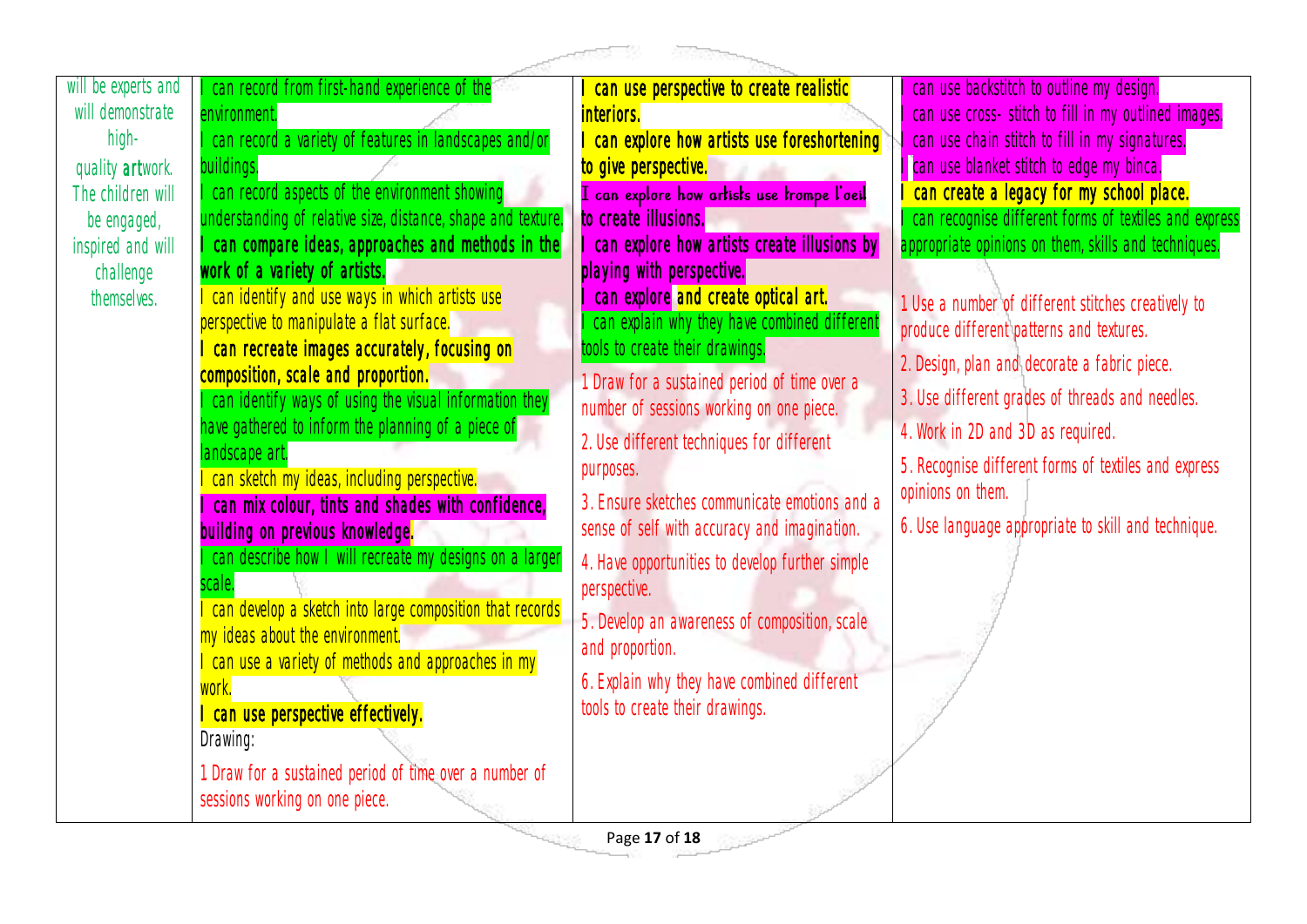| | | | |
|---|---|---|---|
| will be experts and will demonstrate high-quality **art**work. The children will be engaged, inspired and will challenge themselves. | I can record from first-hand experience of the environment.<br>I can record a variety of features in landscapes and/or buildings.<br>I can record aspects of the environment showing understanding of relative size, distance, shape and texture.<br>**I can compare ideas, approaches and methods in the work of a variety of artists.**<br>I can identify and use ways in which artists use perspective to manipulate a flat surface.<br>**I can recreate images accurately, focusing on composition, scale and proportion.**<br>I can identify ways of using the visual information they have gathered to inform the planning of a piece of landscape art.<br>I can sketch my ideas, including perspective.<br>**I can mix colour, tints and shades with confidence, building on previous knowledge.**<br>I can describe how I will recreate my designs on a larger scale.<br>I can develop a sketch into large composition that records my ideas about the environment.<br>I can use a variety of methods and approaches in my work.<br>**I can use perspective effectively.**<br>Drawing:<br>1 Draw for a sustained period of time over a number of sessions working on one piece. | **I can use perspective to create realistic interiors.**<br>**I can explore how artists use foreshortening to give perspective.**<br>**I can explore how artists use trompe l'oeil to create illusions.**<br>**I can explore how artists create illusions by playing with perspective.**<br>**I can explore and create optical art.**<br>I can explain why they have combined different tools to create their drawings.<br>1 Draw for a sustained period of time over a number of sessions working on one piece.<br>2. Use different techniques for different purposes.<br>3. Ensure sketches communicate emotions and a sense of self with accuracy and imagination.<br>4. Have opportunities to develop further simple perspective.<br>5. Develop an awareness of composition, scale and proportion.<br>6. Explain why they have combined different tools to create their drawings. | I can use backstitch to outline my design.<br>I can use cross- stitch to fill in my outlined images.<br>I can use chain stitch to fill in my signatures.<br>I can use blanket stitch to edge my binca.<br>**I can create a legacy for my school place.**<br>I can recognise different forms of textiles and express appropriate opinions on them, skills and techniques.<br>1 Use a number of different stitches creatively to produce different patterns and textures.<br>2. Design, plan and decorate a fabric piece.<br>3. Use different grades of threads and needles.<br>4. Work in 2D and 3D as required.<br>5. Recognise different forms of textiles and express opinions on them.<br>6. Use language appropriate to skill and technique. |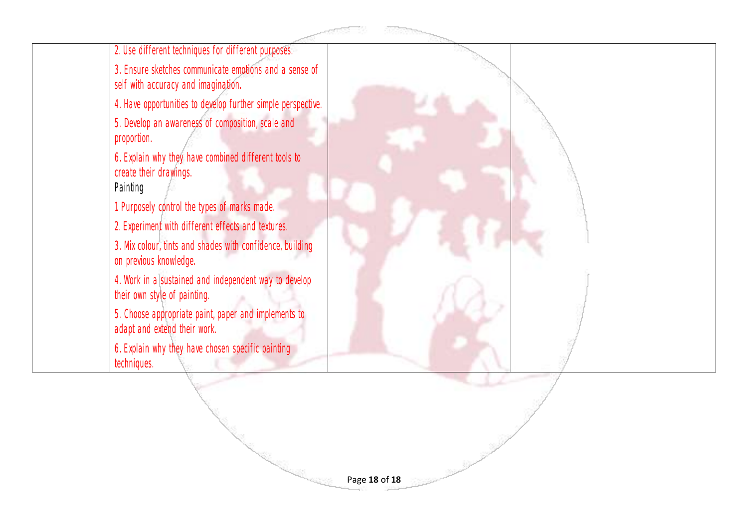| | | | |
|---|---|---|---|
| | 2. Use different techniques for different purposes.<br>3. Ensure sketches communicate emotions and a sense of self with accuracy and imagination.<br>4. Have opportunities to develop further simple perspective.<br>5. Develop an awareness of composition, scale and proportion.<br>6. Explain why they have combined different tools to create their drawings.<br>Painting<br>1 Purposely control the types of marks made.<br>2. Experiment with different effects and textures.<br>3. Mix colour, tints and shades with confidence, building on previous knowledge.<br>4. Work in a sustained and independent way to develop their own style of painting.<br>5. Choose appropriate paint, paper and implements to adapt and extend their work.<br>6. Explain why they have chosen specific painting techniques. | | |